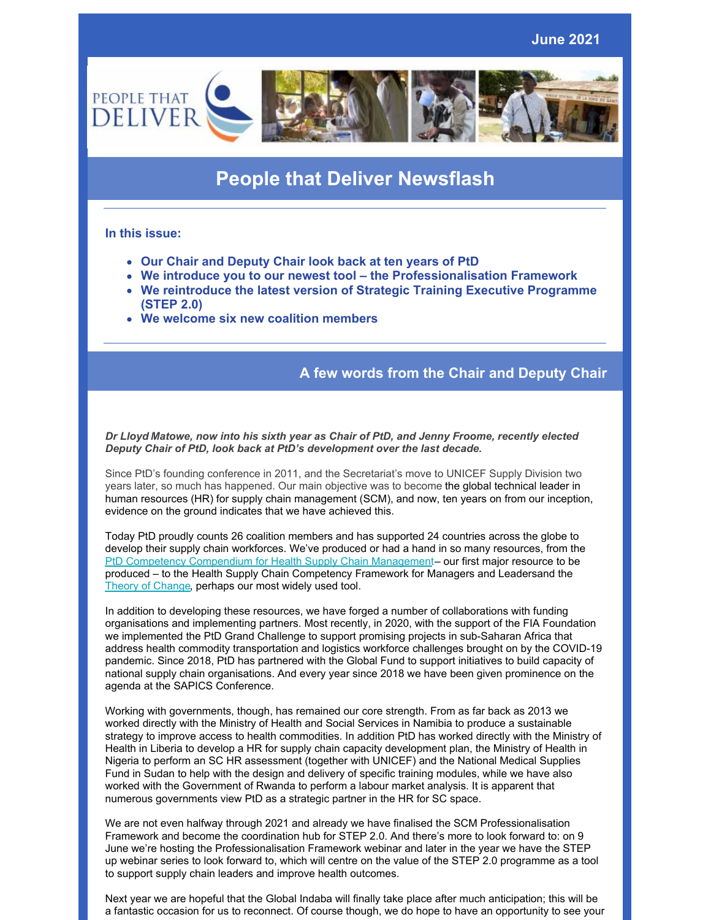June 2021

# People that Deliver Newsflash

**In this issue:**

- **Our Chair and Deputy Chair look back at ten years of PtD**
- **We introduce you to our newest tool – the Professionalisation Framework**
- **We reintroduce the latest version of Strategic Training Executive Programme (STEP 2.0)**
- **We welcome six new coalition members**

## A few words from the Chair and Deputy Chair

***Dr Lloyd Matowe, now into his sixth year as Chair of PtD, and Jenny Froome, recently elected Deputy Chair of PtD, look back at PtD's development over the last decade.***

Since PtD's founding conference in 2011, and the Secretariat's move to UNICEF Supply Division two years later, so much has happened. Our main objective was to become the global technical leader in human resources (HR) for supply chain management (SCM), and now, ten years on from our inception, evidence on the ground indicates that we have achieved this.

Today PtD proudly counts 26 coalition members and has supported 24 countries across the globe to develop their supply chain workforces. We've produced or had a hand in so many resources, from the PtD Competency Compendium for Health Supply Chain Management– our first major resource to be produced – to the Health Supply Chain Competency Framework for Managers and Leadersand the Theory of Change, perhaps our most widely used tool.

In addition to developing these resources, we have forged a number of collaborations with funding organisations and implementing partners. Most recently, in 2020, with the support of the FIA Foundation we implemented the PtD Grand Challenge to support promising projects in sub-Saharan Africa that address health commodity transportation and logistics workforce challenges brought on by the COVID-19 pandemic. Since 2018, PtD has partnered with the Global Fund to support initiatives to build capacity of national supply chain organisations. And every year since 2018 we have been given prominence on the agenda at the SAPICS Conference.

Working with governments, though, has remained our core strength. From as far back as 2013 we worked directly with the Ministry of Health and Social Services in Namibia to produce a sustainable strategy to improve access to health commodities. In addition PtD has worked directly with the Ministry of Health in Liberia to develop a HR for supply chain capacity development plan, the Ministry of Health in Nigeria to perform an SC HR assessment (together with UNICEF) and the National Medical Supplies Fund in Sudan to help with the design and delivery of specific training modules, while we have also worked with the Government of Rwanda to perform a labour market analysis. It is apparent that numerous governments view PtD as a strategic partner in the HR for SC space.

We are not even halfway through 2021 and already we have finalised the SCM Professionalisation Framework and become the coordination hub for STEP 2.0. And there's more to look forward to: on 9 June we're hosting the Professionalisation Framework webinar and later in the year we have the STEP up webinar series to look forward to, which will centre on the value of the STEP 2.0 programme as a tool to support supply chain leaders and improve health outcomes.

Next year we are hopeful that the Global Indaba will finally take place after much anticipation; this will be a fantastic occasion for us to reconnect. Of course though, we do hope to have an opportunity to see your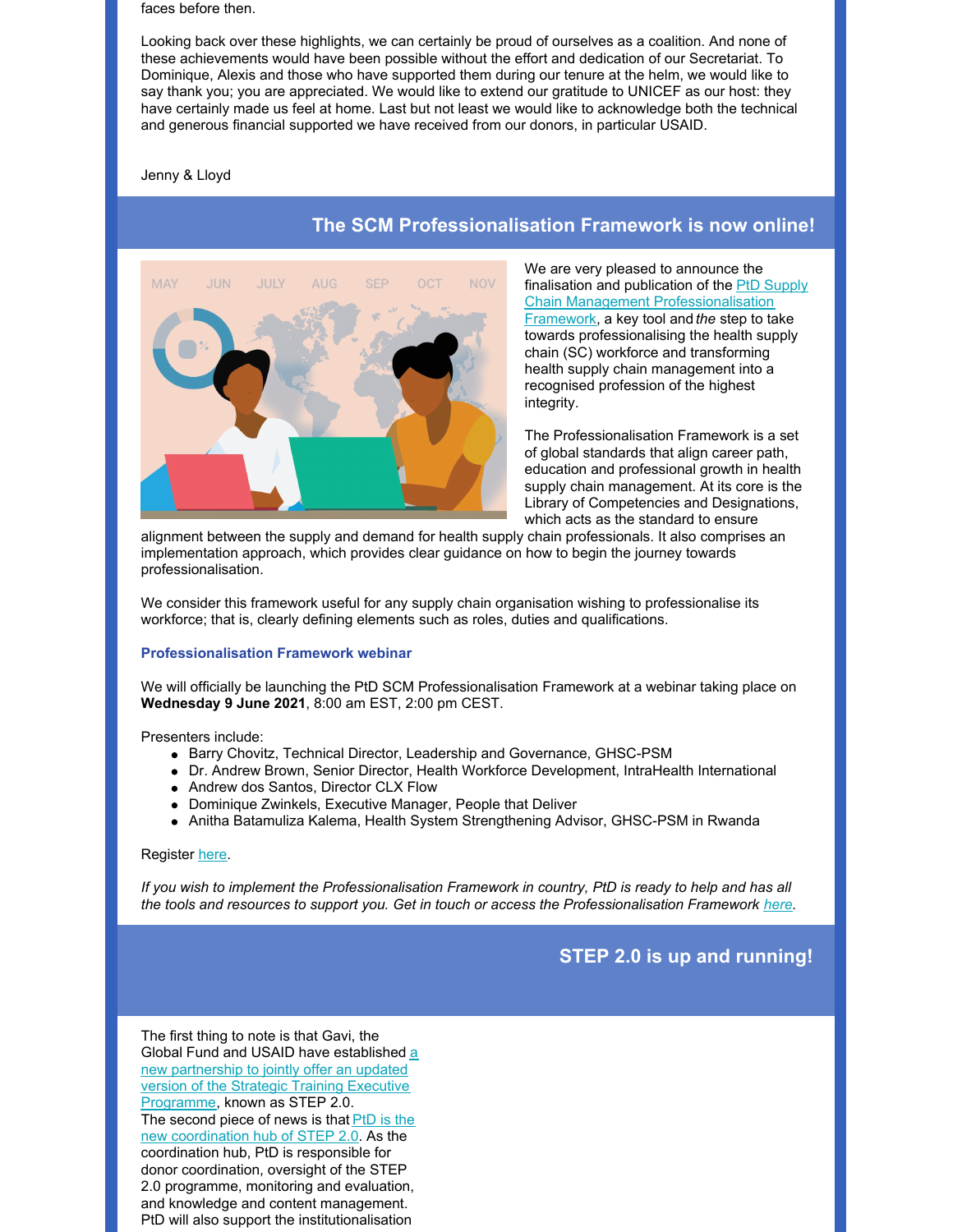faces before then.

Looking back over these highlights, we can certainly be proud of ourselves as a coalition. And none of these achievements would have been possible without the effort and dedication of our Secretariat. To Dominique, Alexis and those who have supported them during our tenure at the helm, we would like to say thank you; you are appreciated. We would like to extend our gratitude to UNICEF as our host: they have certainly made us feel at home. Last but not least we would like to acknowledge both the technical and generous financial supported we have received from our donors, in particular USAID.

Jenny & Lloyd

## The SCM Professionalisation Framework is now online!

We are very pleased to announce the finalisation and publication of the PtD Supply Chain Management Professionalisation Framework, a key tool and *the* step to take towards professionalising the health supply chain (SC) workforce and transforming health supply chain management into a recognised profession of the highest integrity.

The Professionalisation Framework is a set of global standards that align career path, education and professional growth in health supply chain management. At its core is the Library of Competencies and Designations, which acts as the standard to ensure alignment between the supply and demand for health supply chain professionals. It also comprises an implementation approach, which provides clear guidance on how to begin the journey towards professionalisation.

We consider this framework useful for any supply chain organisation wishing to professionalise its workforce; that is, clearly defining elements such as roles, duties and qualifications.

### Professionalisation Framework webinar

We will officially be launching the PtD SCM Professionalisation Framework at a webinar taking place on **Wednesday 9 June 2021**, 8:00 am EST, 2:00 pm CEST.

Presenters include:

- Barry Chovitz, Technical Director, Leadership and Governance, GHSC-PSM
- Dr. Andrew Brown, Senior Director, Health Workforce Development, IntraHealth International
- Andrew dos Santos, Director CLX Flow
- Dominique Zwinkels, Executive Manager, People that Deliver
- Anitha Batamuliza Kalema, Health System Strengthening Advisor, GHSC-PSM in Rwanda

Register here.

*If you wish to implement the Professionalisation Framework in country, PtD is ready to help and has all the tools and resources to support you. Get in touch or access the Professionalisation Framework here.*

## STEP 2.0 is up and running!

The first thing to note is that Gavi, the Global Fund and USAID have established a new partnership to jointly offer an updated version of the Strategic Training Executive Programme, known as STEP 2.0.
The second piece of news is that PtD is the new coordination hub of STEP 2.0. As the coordination hub, PtD is responsible for donor coordination, oversight of the STEP 2.0 programme, monitoring and evaluation, and knowledge and content management. PtD will also support the institutionalisation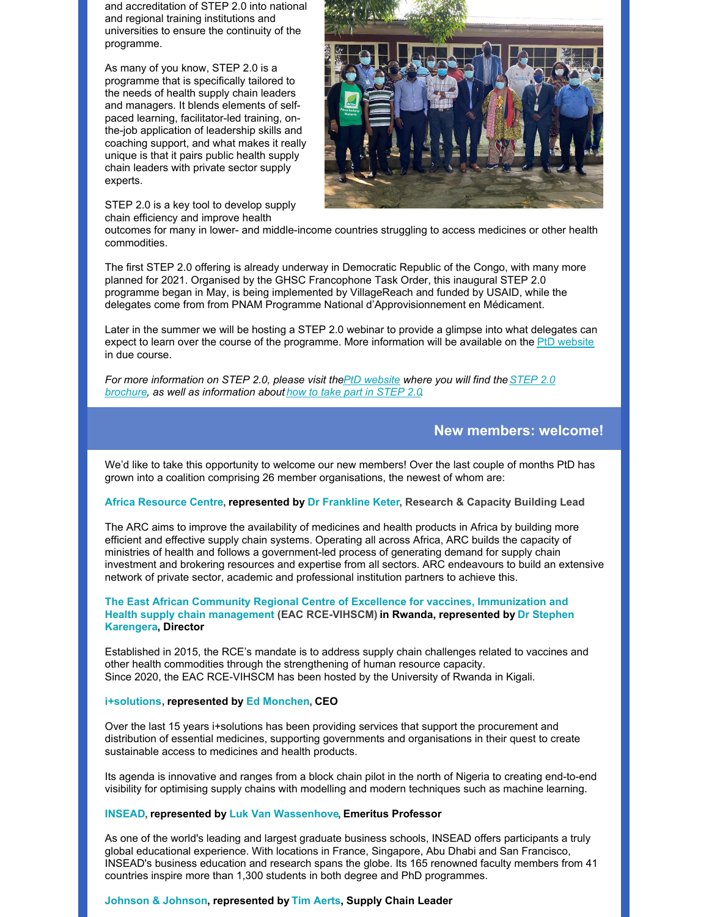and accreditation of STEP 2.0 into national and regional training institutions and universities to ensure the continuity of the programme.

As many of you know, STEP 2.0 is a programme that is specifically tailored to the needs of health supply chain leaders and managers. It blends elements of self-paced learning, facilitator-led training, on-the-job application of leadership skills and coaching support, and what makes it really unique is that it pairs public health supply chain leaders with private sector supply experts.

STEP 2.0 is a key tool to develop supply chain efficiency and improve health outcomes for many in lower- and middle-income countries struggling to access medicines or other health commodities.

The first STEP 2.0 offering is already underway in Democratic Republic of the Congo, with many more planned for 2021. Organised by the GHSC Francophone Task Order, this inaugural STEP 2.0 programme began in May, is being implemented by VillageReach and funded by USAID, while the delegates come from from PNAM Programme National d'Approvisionnement en Médicament.

Later in the summer we will be hosting a STEP 2.0 webinar to provide a glimpse into what delegates can expect to learn over the course of the programme. More information will be available on the PtD website in due course.

*For more information on STEP 2.0, please visit the PtD website where you will find the STEP 2.0 brochure, as well as information about how to take part in STEP 2.0.*

## New members: welcome!

We'd like to take this opportunity to welcome our new members! Over the last couple of months PtD has grown into a coalition comprising 26 member organisations, the newest of whom are:

**Africa Resource Centre, represented by Dr Frankline Keter, Research & Capacity Building Lead**

The ARC aims to improve the availability of medicines and health products in Africa by building more efficient and effective supply chain systems. Operating all across Africa, ARC builds the capacity of ministries of health and follows a government-led process of generating demand for supply chain investment and brokering resources and expertise from all sectors. ARC endeavours to build an extensive network of private sector, academic and professional institution partners to achieve this.

**The East African Community Regional Centre of Excellence for vaccines, Immunization and Health supply chain management (EAC RCE-VIHSCM) in Rwanda, represented by Dr Stephen Karengera, Director**

Established in 2015, the RCE's mandate is to address supply chain challenges related to vaccines and other health commodities through the strengthening of human resource capacity.
Since 2020, the EAC RCE-VIHSCM has been hosted by the University of Rwanda in Kigali.

**i+solutions, represented by Ed Monchen, CEO**

Over the last 15 years i+solutions has been providing services that support the procurement and distribution of essential medicines, supporting governments and organisations in their quest to create sustainable access to medicines and health products.

Its agenda is innovative and ranges from a block chain pilot in the north of Nigeria to creating end-to-end visibility for optimising supply chains with modelling and modern techniques such as machine learning.

**INSEAD, represented by Luk Van Wassenhove, Emeritus Professor**

As one of the world's leading and largest graduate business schools, INSEAD offers participants a truly global educational experience. With locations in France, Singapore, Abu Dhabi and San Francisco, INSEAD's business education and research spans the globe. Its 165 renowned faculty members from 41 countries inspire more than 1,300 students in both degree and PhD programmes.

**Johnson & Johnson, represented by Tim Aerts, Supply Chain Leader**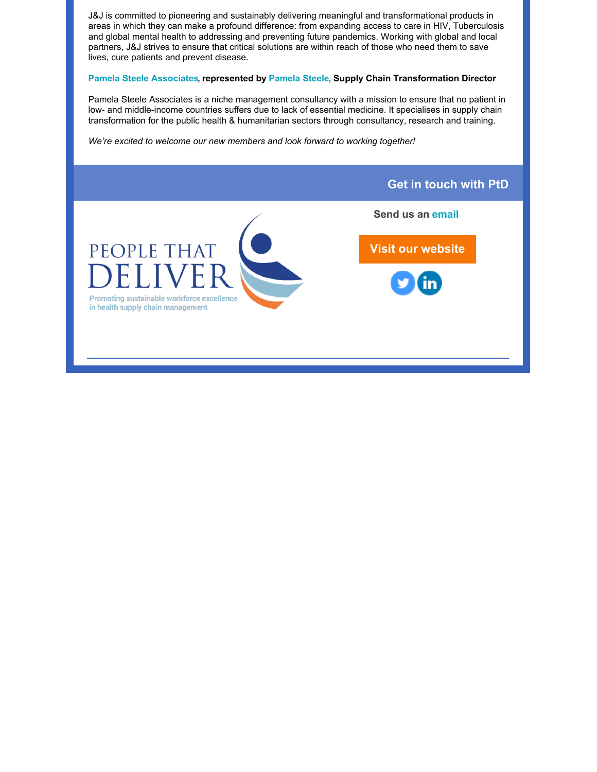J&J is committed to pioneering and sustainably delivering meaningful and transformational products in areas in which they can make a profound difference: from expanding access to care in HIV, Tuberculosis and global mental health to addressing and preventing future pandemics. Working with global and local partners, J&J strives to ensure that critical solutions are within reach of those who need them to save lives, cure patients and prevent disease.

**Pamela Steele Associates, represented by Pamela Steele, Supply Chain Transformation Director**

Pamela Steele Associates is a niche management consultancy with a mission to ensure that no patient in low- and middle-income countries suffers due to lack of essential medicine. It specialises in supply chain transformation for the public health & humanitarian sectors through consultancy, research and training.

*We're excited to welcome our new members and look forward to working together!*

## Get in touch with PtD

PEOPLE THAT DELIVER

Promoting sustainable workforce excellence in health supply chain management

**Send us an email**

**Visit our website**